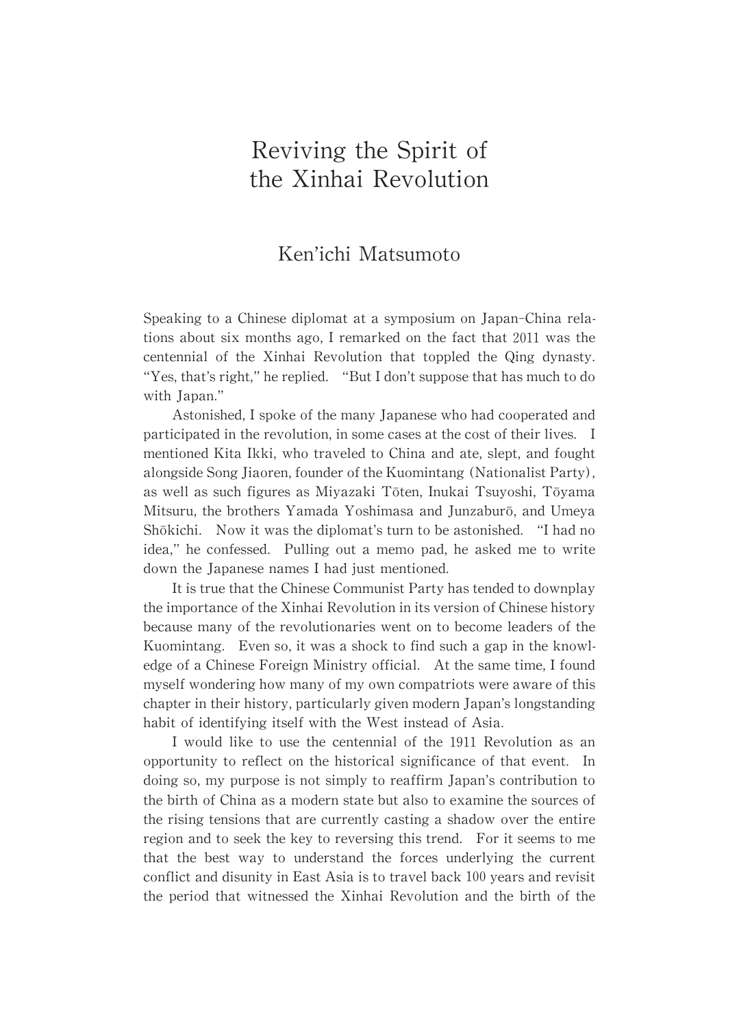# Reviving the Spirit of the Xinhai Revolution

## Ken'ichi Matsumoto

Speaking to a Chinese diplomat at a symposium on Japan-China relations about six months ago, I remarked on the fact that 2011 was the centennial of the Xinhai Revolution that toppled the Qing dynasty. "Yes, that's right," he replied. "But I don't suppose that has much to do with Japan."

Astonished, I spoke of the many Japanese who had cooperated and participated in the revolution, in some cases at the cost of their lives. I mentioned Kita Ikki, who traveled to China and ate, slept, and fought alongside Song Jiaoren, founder of the Kuomintang (Nationalist Party), as well as such figures as Miyazaki Tōten, Inukai Tsuyoshi, Tōyama Mitsuru, the brothers Yamada Yoshimasa and Junzaburō, and Umeya Shōkichi. Now it was the diplomat's turn to be astonished. "I had no idea," he confessed. Pulling out a memo pad, he asked me to write down the Japanese names I had just mentioned.

It is true that the Chinese Communist Party has tended to downplay the importance of the Xinhai Revolution in its version of Chinese history because many of the revolutionaries went on to become leaders of the Kuomintang. Even so, it was a shock to find such a gap in the knowledge of a Chinese Foreign Ministry official. At the same time, I found myself wondering how many of my own compatriots were aware of this chapter in their history, particularly given modern Japan's longstanding habit of identifying itself with the West instead of Asia.

I would like to use the centennial of the 1911 Revolution as an opportunity to reflect on the historical significance of that event. In doing so, my purpose is not simply to reaffirm Japan's contribution to the birth of China as a modern state but also to examine the sources of the rising tensions that are currently casting a shadow over the entire region and to seek the key to reversing this trend. For it seems to me that the best way to understand the forces underlying the current conflict and disunity in East Asia is to travel back 100 years and revisit the period that witnessed the Xinhai Revolution and the birth of the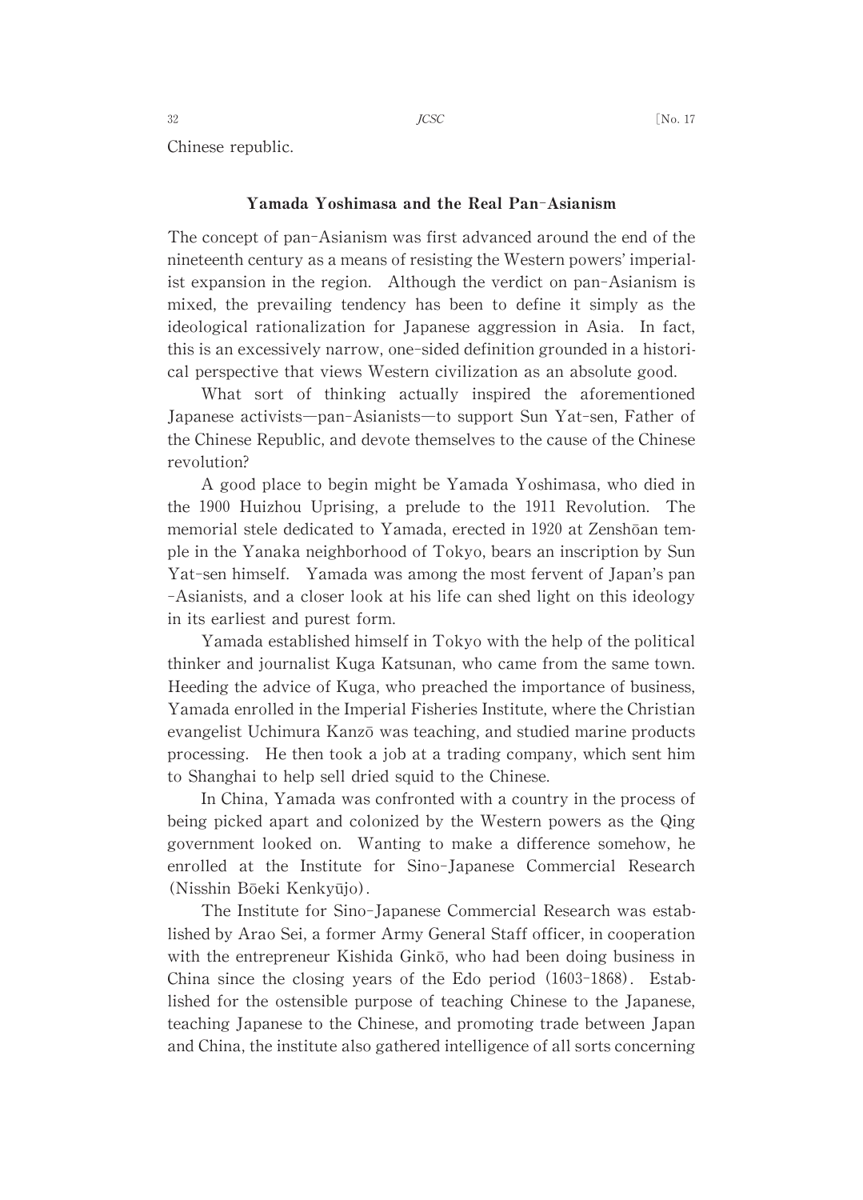Chinese republic.

### Yamada Yoshimasa and the Real Pan-Asianism

The concept of pan-Asianism was first advanced around the end of the nineteenth century as a means of resisting the Western powers' imperialist expansion in the region. Although the verdict on pan-Asianism is mixed, the prevailing tendency has been to define it simply as the ideological rationalization for Japanese aggression in Asia. In fact, this is an excessively narrow, one-sided definition grounded in a historical perspective that views Western civilization as an absolute good.

What sort of thinking actually inspired the aforementioned Japanese activists—pan-Asianists—to support Sun Yat-sen, Father of the Chinese Republic, and devote themselves to the cause of the Chinese revolution?

A good place to begin might be Yamada Yoshimasa, who died in the 1900 Huizhou Uprising, a prelude to the 1911 Revolution. The memorial stele dedicated to Yamada, erected in 1920 at Zenshōan temple in the Yanaka neighborhood of Tokyo, bears an inscription by Sun Yat-sen himself. Yamada was among the most fervent of Japan's pan-Asianists, and a closer look at his life can shed light on this ideology in its earliest and purest form.

Yamada established himself in Tokyo with the help of the political thinker and journalist Kuga Katsunan, who came from the same town. Heeding the advice of Kuga, who preached the importance of business, Yamada enrolled in the Imperial Fisheries Institute, where the Christian evangelist Uchimura Kanzō was teaching, and studied marine products processing. He then took a job at a trading company, which sent him to Shanghai to help sell dried squid to the Chinese.

In China, Yamada was confronted with a country in the process of being picked apart and colonized by the Western powers as the Qing government looked on. Wanting to make a difference somehow, he enrolled at the Institute for Sino-Japanese Commercial Research (Nisshin Bōeki Kenkyūjo).

The Institute for Sino-Japanese Commercial Research was established by Arao Sei, a former Army General Staff officer, in cooperation with the entrepreneur Kishida Ginkō, who had been doing business in China since the closing years of the Edo period (1603-1868). Established for the ostensible purpose of teaching Chinese to the Japanese, teaching Japanese to the Chinese, and promoting trade between Japan and China, the institute also gathered intelligence of all sorts concerning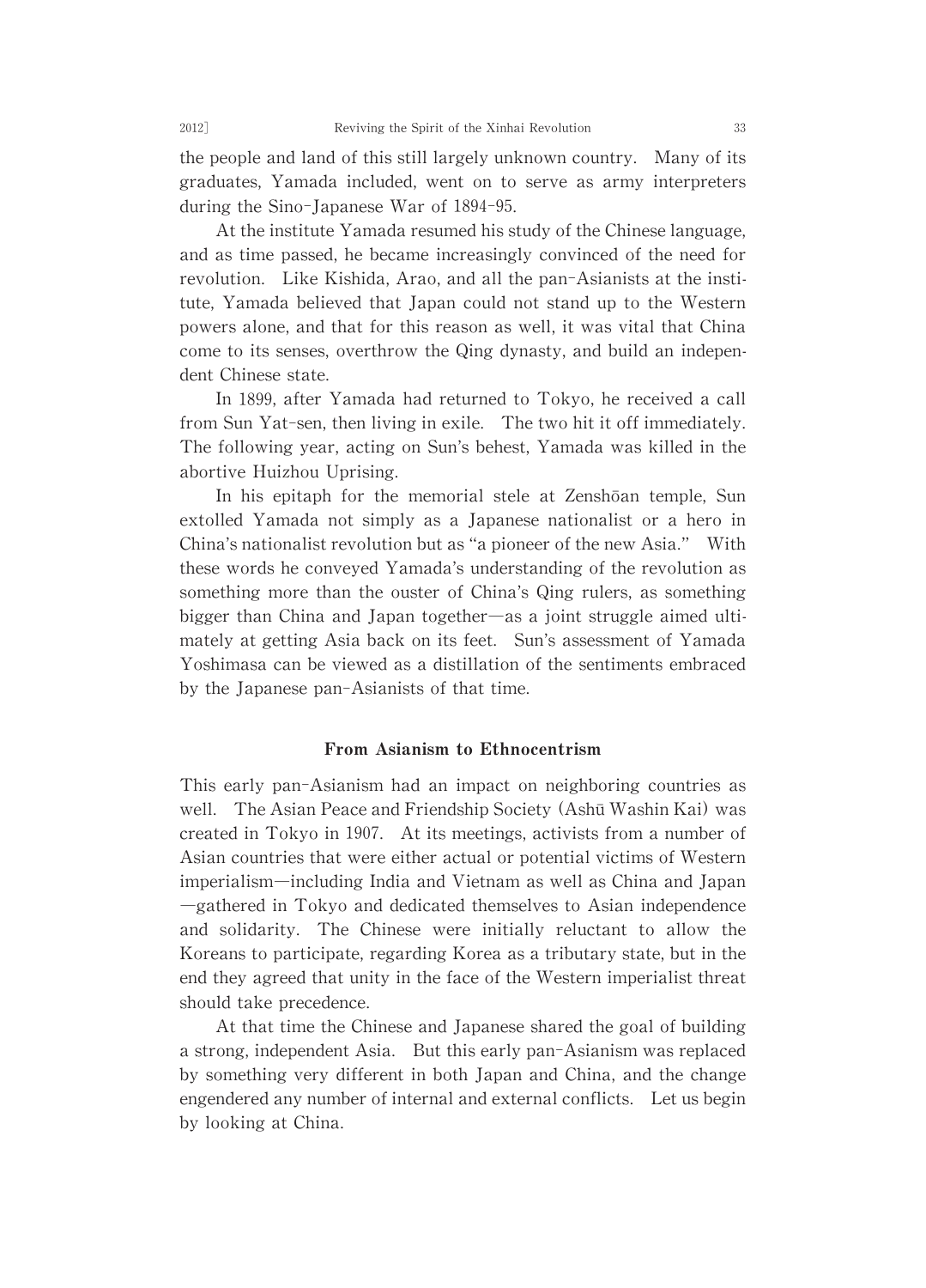the people and land of this still largely unknown country. Many of its graduates, Yamada included, went on to serve as army interpreters during the Sino-Japanese War of 1894-95.

At the institute Yamada resumed his study of the Chinese language, and as time passed, he became increasingly convinced of the need for revolution. Like Kishida, Arao, and all the pan-Asianists at the institute, Yamada believed that Japan could not stand up to the Western powers alone, and that for this reason as well, it was vital that China come to its senses, overthrow the Qing dynasty, and build an independent Chinese state.

In 1899, after Yamada had returned to Tokyo, he received a call from Sun Yat-sen, then living in exile. The two hit it off immediately. The following year, acting on Sun's behest, Yamada was killed in the abortive Huizhou Uprising.

In his epitaph for the memorial stele at Zenshōan temple, Sun extolled Yamada not simply as a Japanese nationalist or a hero in China's nationalist revolution but as "a pioneer of the new Asia." With these words he conveyed Yamada's understanding of the revolution as something more than the ouster of China's Qing rulers, as something bigger than China and Japan together—as a joint struggle aimed ultimately at getting Asia back on its feet. Sun's assessment of Yamada Yoshimasa can be viewed as a distillation of the sentiments embraced by the Japanese pan-Asianists of that time.

## From Asianism to Ethnocentrism

This early pan-Asianism had an impact on neighboring countries as well. The Asian Peace and Friendship Society (Ashū Washin Kai) was created in Tokyo in 1907. At its meetings, activists from a number of Asian countries that were either actual or potential victims of Western imperialism—including India and Vietnam as well as China and Japan—gathered in Tokyo and dedicated themselves to Asian independence and solidarity. The Chinese were initially reluctant to allow the Koreans to participate, regarding Korea as a tributary state, but in the end they agreed that unity in the face of the Western imperialist threat should take precedence.

At that time the Chinese and Japanese shared the goal of building a strong, independent Asia. But this early pan-Asianism was replaced by something very different in both Japan and China, and the change engendered any number of internal and external conflicts. Let us begin by looking at China.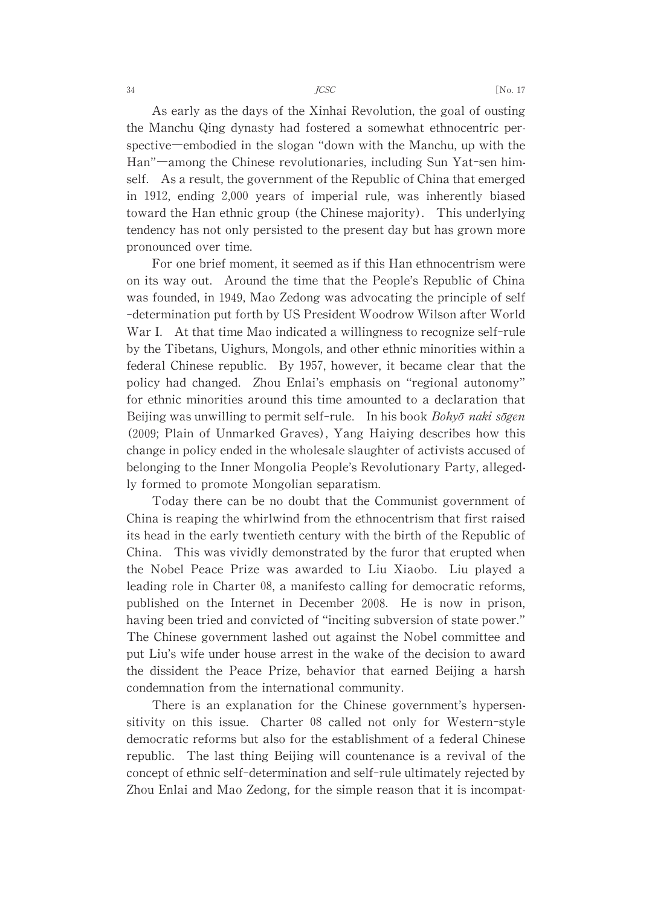As early as the days of the Xinhai Revolution, the goal of ousting the Manchu Qing dynasty had fostered a somewhat ethnocentric perspective—embodied in the slogan "down with the Manchu, up with the Han"—among the Chinese revolutionaries, including Sun Yat-sen himself. As a result, the government of the Republic of China that emerged in 1912, ending 2,000 years of imperial rule, was inherently biased toward the Han ethnic group (the Chinese majority). This underlying tendency has not only persisted to the present day but has grown more pronounced over time.

For one brief moment, it seemed as if this Han ethnocentrism were on its way out. Around the time that the People's Republic of China was founded, in 1949, Mao Zedong was advocating the principle of self-determination put forth by US President Woodrow Wilson after World War I. At that time Mao indicated a willingness to recognize self-rule by the Tibetans, Uighurs, Mongols, and other ethnic minorities within a federal Chinese republic. By 1957, however, it became clear that the policy had changed. Zhou Enlai's emphasis on "regional autonomy" for ethnic minorities around this time amounted to a declaration that Beijing was unwilling to permit self-rule. In his book *Bohyō naki sōgen* (2009; Plain of Unmarked Graves), Yang Haiying describes how this change in policy ended in the wholesale slaughter of activists accused of belonging to the Inner Mongolia People's Revolutionary Party, allegedly formed to promote Mongolian separatism.

Today there can be no doubt that the Communist government of China is reaping the whirlwind from the ethnocentrism that first raised its head in the early twentieth century with the birth of the Republic of China. This was vividly demonstrated by the furor that erupted when the Nobel Peace Prize was awarded to Liu Xiaobo. Liu played a leading role in Charter 08, a manifesto calling for democratic reforms, published on the Internet in December 2008. He is now in prison, having been tried and convicted of "inciting subversion of state power." The Chinese government lashed out against the Nobel committee and put Liu's wife under house arrest in the wake of the decision to award the dissident the Peace Prize, behavior that earned Beijing a harsh condemnation from the international community.

There is an explanation for the Chinese government's hypersensitivity on this issue. Charter 08 called not only for Western-style democratic reforms but also for the establishment of a federal Chinese republic. The last thing Beijing will countenance is a revival of the concept of ethnic self-determination and self-rule ultimately rejected by Zhou Enlai and Mao Zedong, for the simple reason that it is incompat-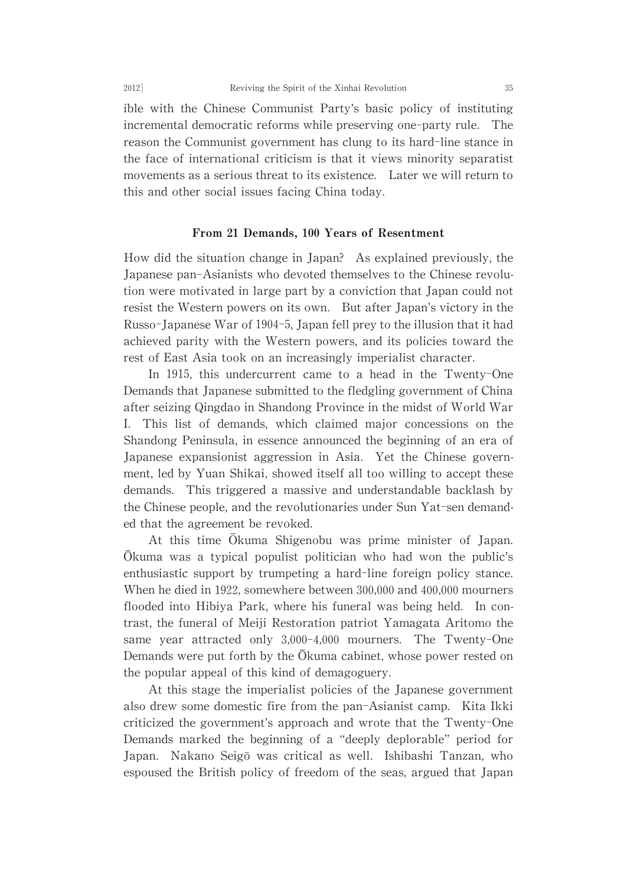ible with the Chinese Communist Party's basic policy of instituting incremental democratic reforms while preserving one-party rule. The reason the Communist government has clung to its hard-line stance in the face of international criticism is that it views minority separatist movements as a serious threat to its existence. Later we will return to this and other social issues facing China today.

## From 21 Demands, 100 Years of Resentment

How did the situation change in Japan? As explained previously, the Japanese pan-Asianists who devoted themselves to the Chinese revolution were motivated in large part by a conviction that Japan could not resist the Western powers on its own. But after Japan's victory in the Russo-Japanese War of 1904-5, Japan fell prey to the illusion that it had achieved parity with the Western powers, and its policies toward the rest of East Asia took on an increasingly imperialist character.

In 1915, this undercurrent came to a head in the Twenty-One Demands that Japanese submitted to the fledgling government of China after seizing Qingdao in Shandong Province in the midst of World War I. This list of demands, which claimed major concessions on the Shandong Peninsula, in essence announced the beginning of an era of Japanese expansionist aggression in Asia. Yet the Chinese government, led by Yuan Shikai, showed itself all too willing to accept these demands. This triggered a massive and understandable backlash by the Chinese people, and the revolutionaries under Sun Yat-sen demanded that the agreement be revoked.

At this time Ōkuma Shigenobu was prime minister of Japan. Ōkuma was a typical populist politician who had won the public's enthusiastic support by trumpeting a hard-line foreign policy stance. When he died in 1922, somewhere between 300,000 and 400,000 mourners flooded into Hibiya Park, where his funeral was being held. In contrast, the funeral of Meiji Restoration patriot Yamagata Aritomo the same year attracted only 3,000-4,000 mourners. The Twenty-One Demands were put forth by the Ōkuma cabinet, whose power rested on the popular appeal of this kind of demagoguery.

At this stage the imperialist policies of the Japanese government also drew some domestic fire from the pan-Asianist camp. Kita Ikki criticized the government's approach and wrote that the Twenty-One Demands marked the beginning of a "deeply deplorable" period for Japan. Nakano Seigō was critical as well. Ishibashi Tanzan, who espoused the British policy of freedom of the seas, argued that Japan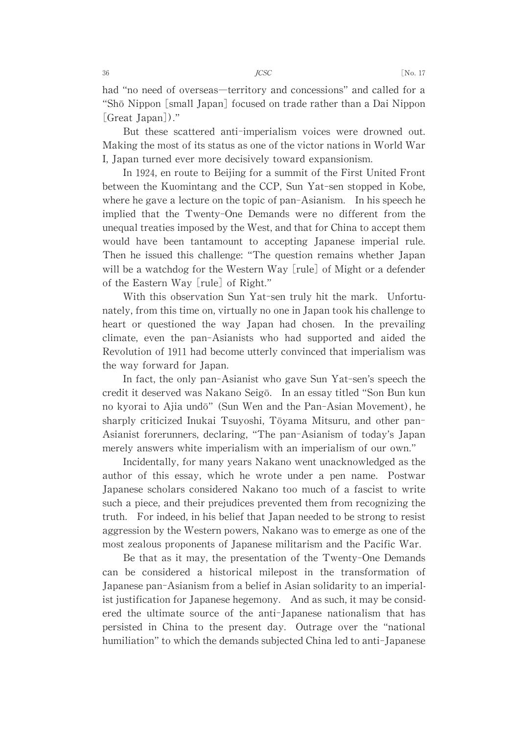had "no need of overseas—territory and concessions" and called for a "Shō Nippon [small Japan] focused on trade rather than a Dai Nippon [Great Japan])."

But these scattered anti-imperialism voices were drowned out. Making the most of its status as one of the victor nations in World War I, Japan turned ever more decisively toward expansionism.

In 1924, en route to Beijing for a summit of the First United Front between the Kuomintang and the CCP, Sun Yat-sen stopped in Kobe, where he gave a lecture on the topic of pan-Asianism. In his speech he implied that the Twenty-One Demands were no different from the unequal treaties imposed by the West, and that for China to accept them would have been tantamount to accepting Japanese imperial rule. Then he issued this challenge: "The question remains whether Japan will be a watchdog for the Western Way [rule] of Might or a defender of the Eastern Way [rule] of Right."

With this observation Sun Yat-sen truly hit the mark. Unfortunately, from this time on, virtually no one in Japan took his challenge to heart or questioned the way Japan had chosen. In the prevailing climate, even the pan-Asianists who had supported and aided the Revolution of 1911 had become utterly convinced that imperialism was the way forward for Japan.

In fact, the only pan-Asianist who gave Sun Yat-sen's speech the credit it deserved was Nakano Seigō. In an essay titled "Son Bun kun no kyorai to Ajia undō" (Sun Wen and the Pan-Asian Movement), he sharply criticized Inukai Tsuyoshi, Tōyama Mitsuru, and other pan-Asianist forerunners, declaring, "The pan-Asianism of today's Japan merely answers white imperialism with an imperialism of our own."

Incidentally, for many years Nakano went unacknowledged as the author of this essay, which he wrote under a pen name. Postwar Japanese scholars considered Nakano too much of a fascist to write such a piece, and their prejudices prevented them from recognizing the truth. For indeed, in his belief that Japan needed to be strong to resist aggression by the Western powers, Nakano was to emerge as one of the most zealous proponents of Japanese militarism and the Pacific War.

Be that as it may, the presentation of the Twenty-One Demands can be considered a historical milepost in the transformation of Japanese pan-Asianism from a belief in Asian solidarity to an imperialist justification for Japanese hegemony. And as such, it may be considered the ultimate source of the anti-Japanese nationalism that has persisted in China to the present day. Outrage over the "national humiliation" to which the demands subjected China led to anti-Japanese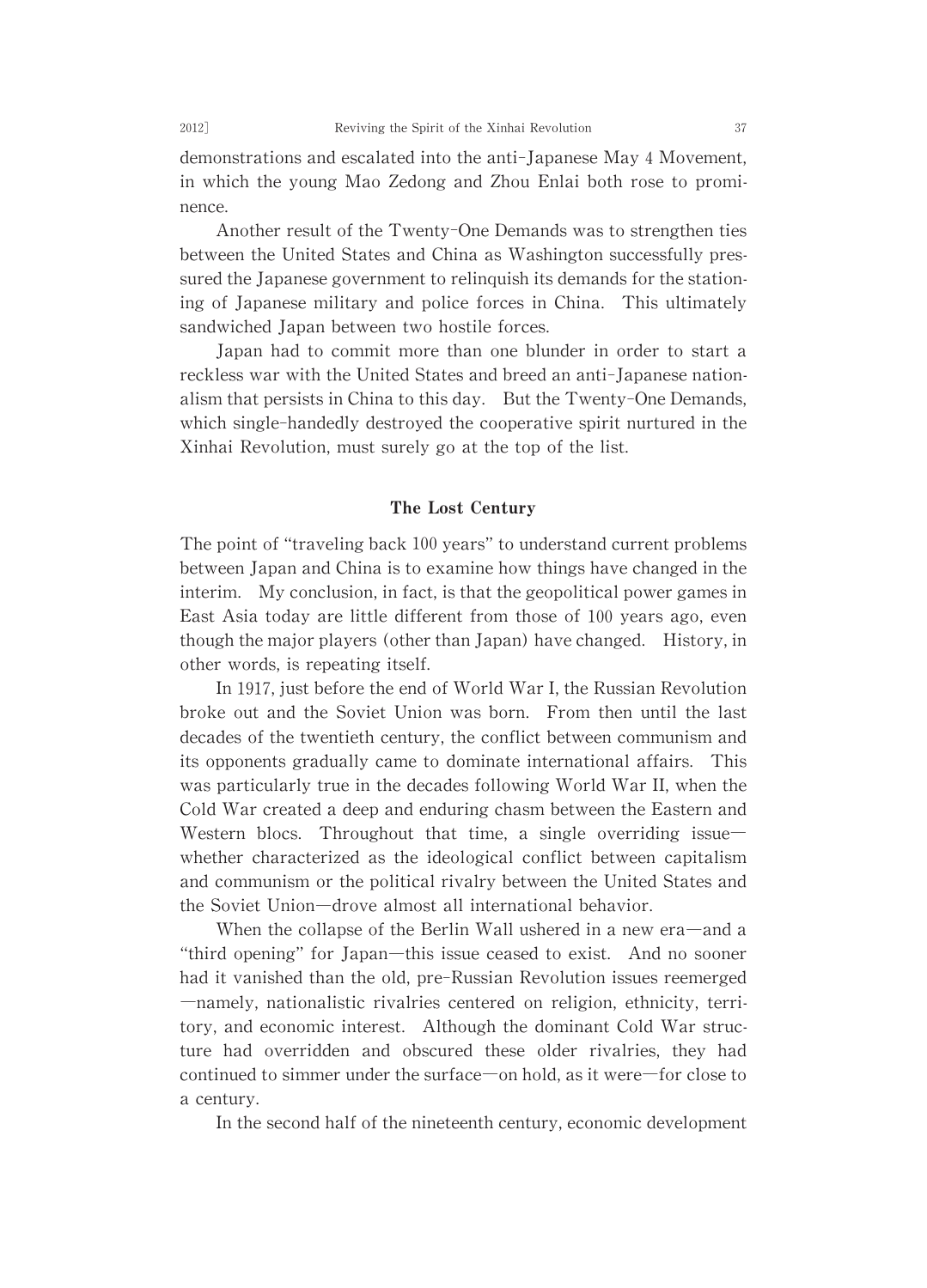demonstrations and escalated into the anti-Japanese May 4 Movement, in which the young Mao Zedong and Zhou Enlai both rose to prominence.

Another result of the Twenty-One Demands was to strengthen ties between the United States and China as Washington successfully pressured the Japanese government to relinquish its demands for the stationing of Japanese military and police forces in China. This ultimately sandwiched Japan between two hostile forces.

Japan had to commit more than one blunder in order to start a reckless war with the United States and breed an anti-Japanese nationalism that persists in China to this day. But the Twenty-One Demands, which single-handedly destroyed the cooperative spirit nurtured in the Xinhai Revolution, must surely go at the top of the list.

## The Lost Century

The point of "traveling back 100 years" to understand current problems between Japan and China is to examine how things have changed in the interim. My conclusion, in fact, is that the geopolitical power games in East Asia today are little different from those of 100 years ago, even though the major players (other than Japan) have changed. History, in other words, is repeating itself.

In 1917, just before the end of World War I, the Russian Revolution broke out and the Soviet Union was born. From then until the last decades of the twentieth century, the conflict between communism and its opponents gradually came to dominate international affairs. This was particularly true in the decades following World War II, when the Cold War created a deep and enduring chasm between the Eastern and Western blocs. Throughout that time, a single overriding issue—whether characterized as the ideological conflict between capitalism and communism or the political rivalry between the United States and the Soviet Union—drove almost all international behavior.

When the collapse of the Berlin Wall ushered in a new era—and a "third opening" for Japan—this issue ceased to exist. And no sooner had it vanished than the old, pre-Russian Revolution issues reemerged—namely, nationalistic rivalries centered on religion, ethnicity, territory, and economic interest. Although the dominant Cold War structure had overridden and obscured these older rivalries, they had continued to simmer under the surface—on hold, as it were—for close to a century.

In the second half of the nineteenth century, economic development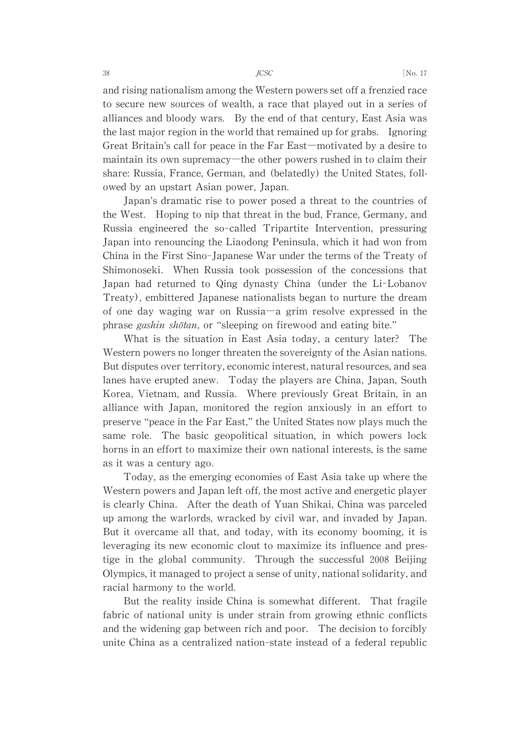and rising nationalism among the Western powers set off a frenzied race to secure new sources of wealth, a race that played out in a series of alliances and bloody wars. By the end of that century, East Asia was the last major region in the world that remained up for grabs. Ignoring Great Britain's call for peace in the Far East—motivated by a desire to maintain its own supremacy—the other powers rushed in to claim their share: Russia, France, German, and (belatedly) the United States, followed by an upstart Asian power, Japan.

Japan's dramatic rise to power posed a threat to the countries of the West. Hoping to nip that threat in the bud, France, Germany, and Russia engineered the so-called Tripartite Intervention, pressuring Japan into renouncing the Liaodong Peninsula, which it had won from China in the First Sino-Japanese War under the terms of the Treaty of Shimonoseki. When Russia took possession of the concessions that Japan had returned to Qing dynasty China (under the Li-Lobanov Treaty), embittered Japanese nationalists began to nurture the dream of one day waging war on Russia—a grim resolve expressed in the phrase *gashin shōtan*, or "sleeping on firewood and eating bite."

What is the situation in East Asia today, a century later? The Western powers no longer threaten the sovereignty of the Asian nations. But disputes over territory, economic interest, natural resources, and sea lanes have erupted anew. Today the players are China, Japan, South Korea, Vietnam, and Russia. Where previously Great Britain, in an alliance with Japan, monitored the region anxiously in an effort to preserve "peace in the Far East," the United States now plays much the same role. The basic geopolitical situation, in which powers lock horns in an effort to maximize their own national interests, is the same as it was a century ago.

Today, as the emerging economies of East Asia take up where the Western powers and Japan left off, the most active and energetic player is clearly China. After the death of Yuan Shikai, China was parceled up among the warlords, wracked by civil war, and invaded by Japan. But it overcame all that, and today, with its economy booming, it is leveraging its new economic clout to maximize its influence and prestige in the global community. Through the successful 2008 Beijing Olympics, it managed to project a sense of unity, national solidarity, and racial harmony to the world.

But the reality inside China is somewhat different. That fragile fabric of national unity is under strain from growing ethnic conflicts and the widening gap between rich and poor. The decision to forcibly unite China as a centralized nation-state instead of a federal republic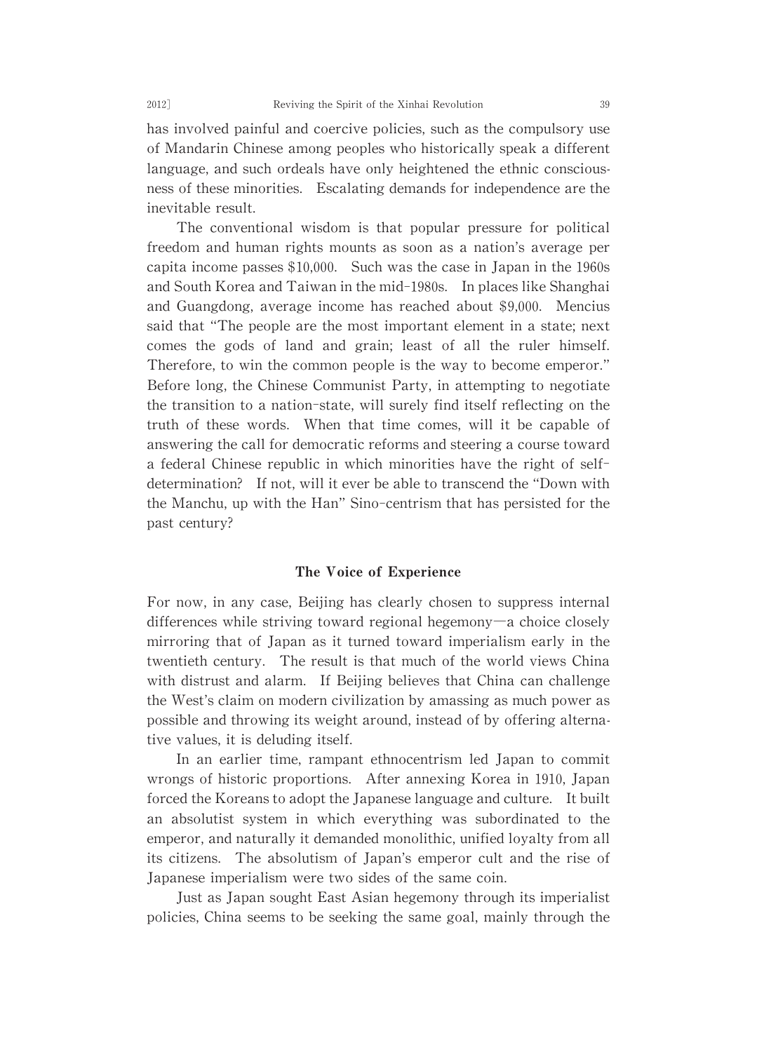has involved painful and coercive policies, such as the compulsory use of Mandarin Chinese among peoples who historically speak a different language, and such ordeals have only heightened the ethnic consciousness of these minorities. Escalating demands for independence are the inevitable result.

The conventional wisdom is that popular pressure for political freedom and human rights mounts as soon as a nation's average per capita income passes $10,000. Such was the case in Japan in the 1960s and South Korea and Taiwan in the mid-1980s. In places like Shanghai and Guangdong, average income has reached about $9,000. Mencius said that "The people are the most important element in a state; next comes the gods of land and grain; least of all the ruler himself. Therefore, to win the common people is the way to become emperor." Before long, the Chinese Communist Party, in attempting to negotiate the transition to a nation-state, will surely find itself reflecting on the truth of these words. When that time comes, will it be capable of answering the call for democratic reforms and steering a course toward a federal Chinese republic in which minorities have the right of self-determination? If not, will it ever be able to transcend the "Down with the Manchu, up with the Han" Sino-centrism that has persisted for the past century?

## The Voice of Experience

For now, in any case, Beijing has clearly chosen to suppress internal differences while striving toward regional hegemony—a choice closely mirroring that of Japan as it turned toward imperialism early in the twentieth century. The result is that much of the world views China with distrust and alarm. If Beijing believes that China can challenge the West's claim on modern civilization by amassing as much power as possible and throwing its weight around, instead of by offering alternative values, it is deluding itself.

In an earlier time, rampant ethnocentrism led Japan to commit wrongs of historic proportions. After annexing Korea in 1910, Japan forced the Koreans to adopt the Japanese language and culture. It built an absolutist system in which everything was subordinated to the emperor, and naturally it demanded monolithic, unified loyalty from all its citizens. The absolutism of Japan's emperor cult and the rise of Japanese imperialism were two sides of the same coin.

Just as Japan sought East Asian hegemony through its imperialist policies, China seems to be seeking the same goal, mainly through the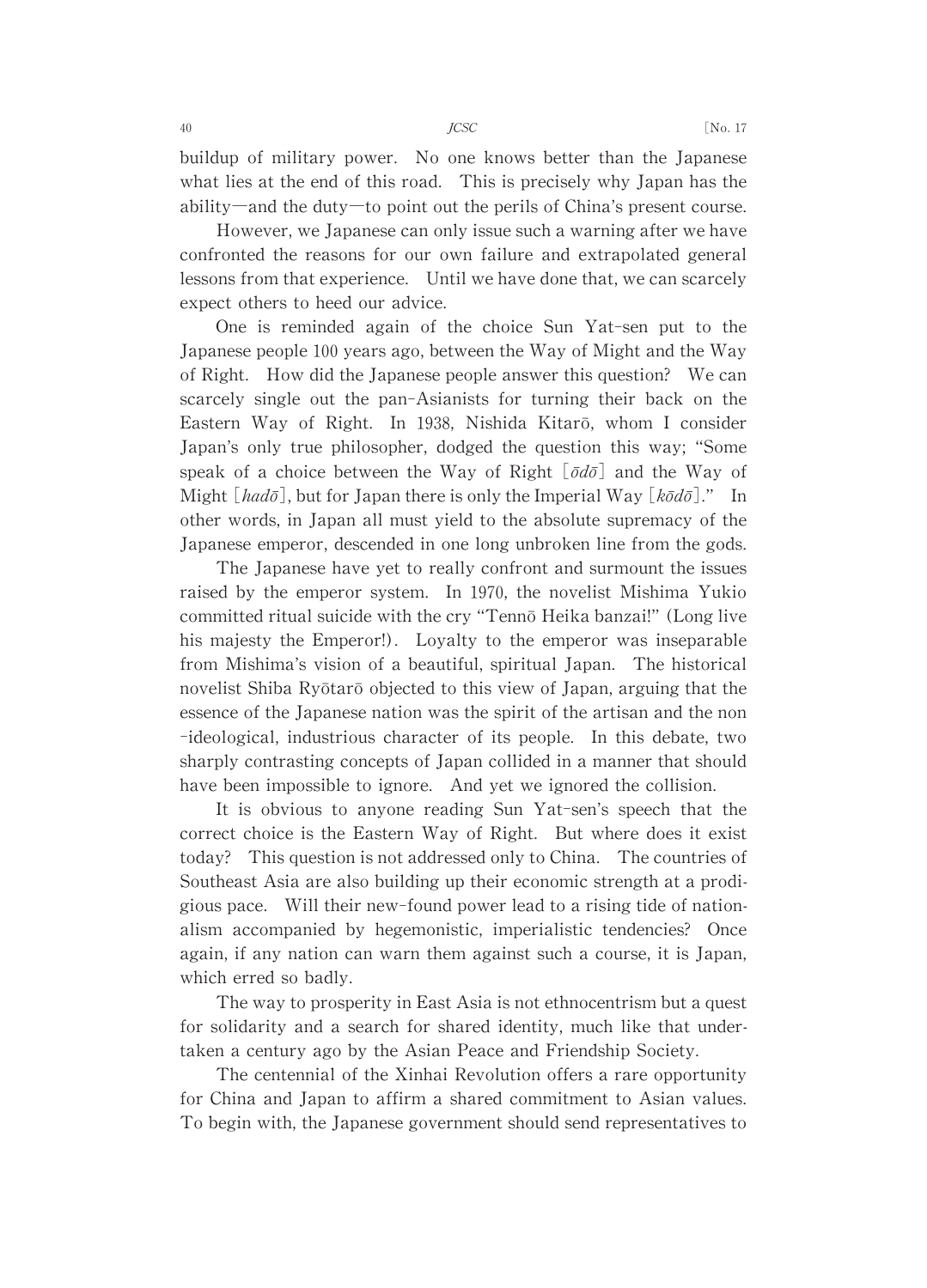buildup of military power. No one knows better than the Japanese what lies at the end of this road. This is precisely why Japan has the ability—and the duty—to point out the perils of China's present course.

However, we Japanese can only issue such a warning after we have confronted the reasons for our own failure and extrapolated general lessons from that experience. Until we have done that, we can scarcely expect others to heed our advice.

One is reminded again of the choice Sun Yat-sen put to the Japanese people 100 years ago, between the Way of Might and the Way of Right. How did the Japanese people answer this question? We can scarcely single out the pan-Asianists for turning their back on the Eastern Way of Right. In 1938, Nishida Kitarō, whom I consider Japan's only true philosopher, dodged the question this way; "Some speak of a choice between the Way of Right [*ōdō*] and the Way of Might [*hadō*], but for Japan there is only the Imperial Way [*kōdō*]." In other words, in Japan all must yield to the absolute supremacy of the Japanese emperor, descended in one long unbroken line from the gods.

The Japanese have yet to really confront and surmount the issues raised by the emperor system. In 1970, the novelist Mishima Yukio committed ritual suicide with the cry "Tennō Heika banzai!" (Long live his majesty the Emperor!). Loyalty to the emperor was inseparable from Mishima's vision of a beautiful, spiritual Japan. The historical novelist Shiba Ryōtarō objected to this view of Japan, arguing that the essence of the Japanese nation was the spirit of the artisan and the non-ideological, industrious character of its people. In this debate, two sharply contrasting concepts of Japan collided in a manner that should have been impossible to ignore. And yet we ignored the collision.

It is obvious to anyone reading Sun Yat-sen's speech that the correct choice is the Eastern Way of Right. But where does it exist today? This question is not addressed only to China. The countries of Southeast Asia are also building up their economic strength at a prodigious pace. Will their new-found power lead to a rising tide of nationalism accompanied by hegemonistic, imperialistic tendencies? Once again, if any nation can warn them against such a course, it is Japan, which erred so badly.

The way to prosperity in East Asia is not ethnocentrism but a quest for solidarity and a search for shared identity, much like that undertaken a century ago by the Asian Peace and Friendship Society.

The centennial of the Xinhai Revolution offers a rare opportunity for China and Japan to affirm a shared commitment to Asian values. To begin with, the Japanese government should send representatives to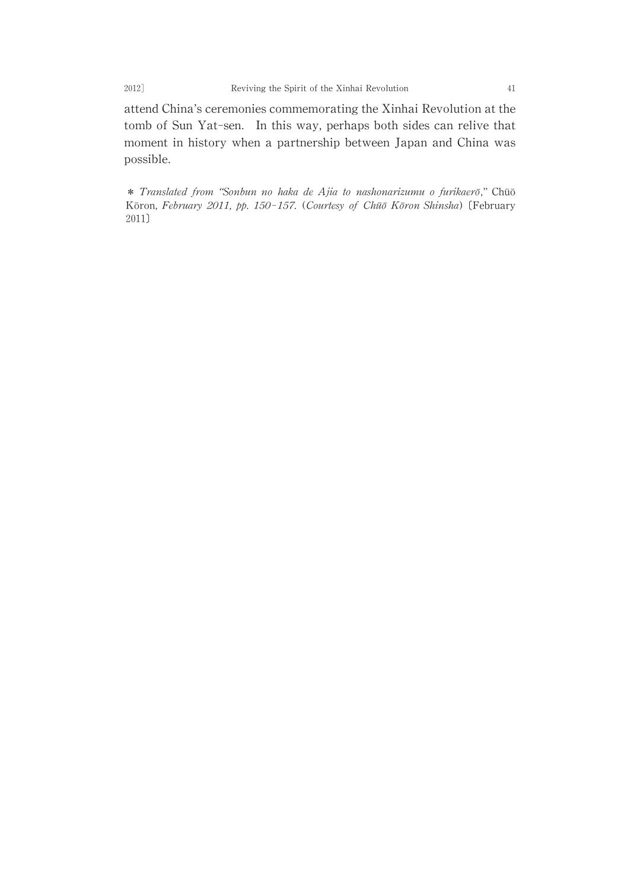attend China's ceremonies commemorating the Xinhai Revolution at the tomb of Sun Yat-sen. In this way, perhaps both sides can relive that moment in history when a partnership between Japan and China was possible.

* *Translated from "Sonbun no haka de Ajia to nashonarizumu o furikaerō,"* Chūō Kōron, *February 2011, pp. 150–157.* (*Courtesy of Chūō Kōron Shinsha*) [February 2011]